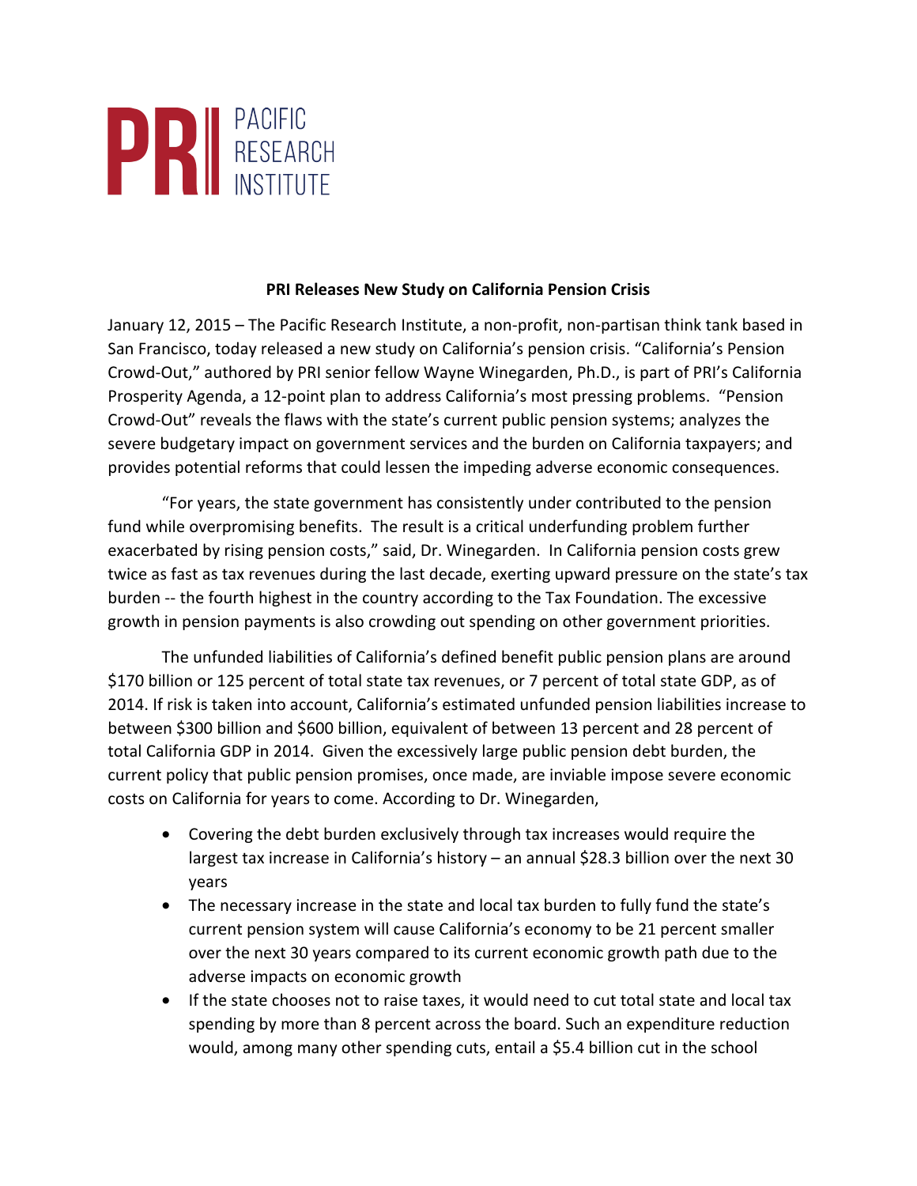PRI PACIFIC RESEARCH INSTITUTE

**PRI Releases New Study on California Pension Crisis**

January 12, 2015 – The Pacific Research Institute, a non-profit, non-partisan think tank based in San Francisco, today released a new study on California's pension crisis. "California's Pension Crowd-Out," authored by PRI senior fellow Wayne Winegarden, Ph.D., is part of PRI's California Prosperity Agenda, a 12-point plan to address California's most pressing problems. "Pension Crowd-Out" reveals the flaws with the state's current public pension systems; analyzes the severe budgetary impact on government services and the burden on California taxpayers; and provides potential reforms that could lessen the impeding adverse economic consequences.

"For years, the state government has consistently under contributed to the pension fund while overpromising benefits. The result is a critical underfunding problem further exacerbated by rising pension costs," said, Dr. Winegarden. In California pension costs grew twice as fast as tax revenues during the last decade, exerting upward pressure on the state's tax burden -- the fourth highest in the country according to the Tax Foundation. The excessive growth in pension payments is also crowding out spending on other government priorities.

The unfunded liabilities of California's defined benefit public pension plans are around $170 billion or 125 percent of total state tax revenues, or 7 percent of total state GDP, as of 2014. If risk is taken into account, California's estimated unfunded pension liabilities increase to between $300 billion and $600 billion, equivalent of between 13 percent and 28 percent of total California GDP in 2014. Given the excessively large public pension debt burden, the current policy that public pension promises, once made, are inviable impose severe economic costs on California for years to come. According to Dr. Winegarden,

- Covering the debt burden exclusively through tax increases would require the largest tax increase in California's history – an annual $28.3 billion over the next 30 years
- The necessary increase in the state and local tax burden to fully fund the state's current pension system will cause California's economy to be 21 percent smaller over the next 30 years compared to its current economic growth path due to the adverse impacts on economic growth
- If the state chooses not to raise taxes, it would need to cut total state and local tax spending by more than 8 percent across the board. Such an expenditure reduction would, among many other spending cuts, entail a $5.4 billion cut in the school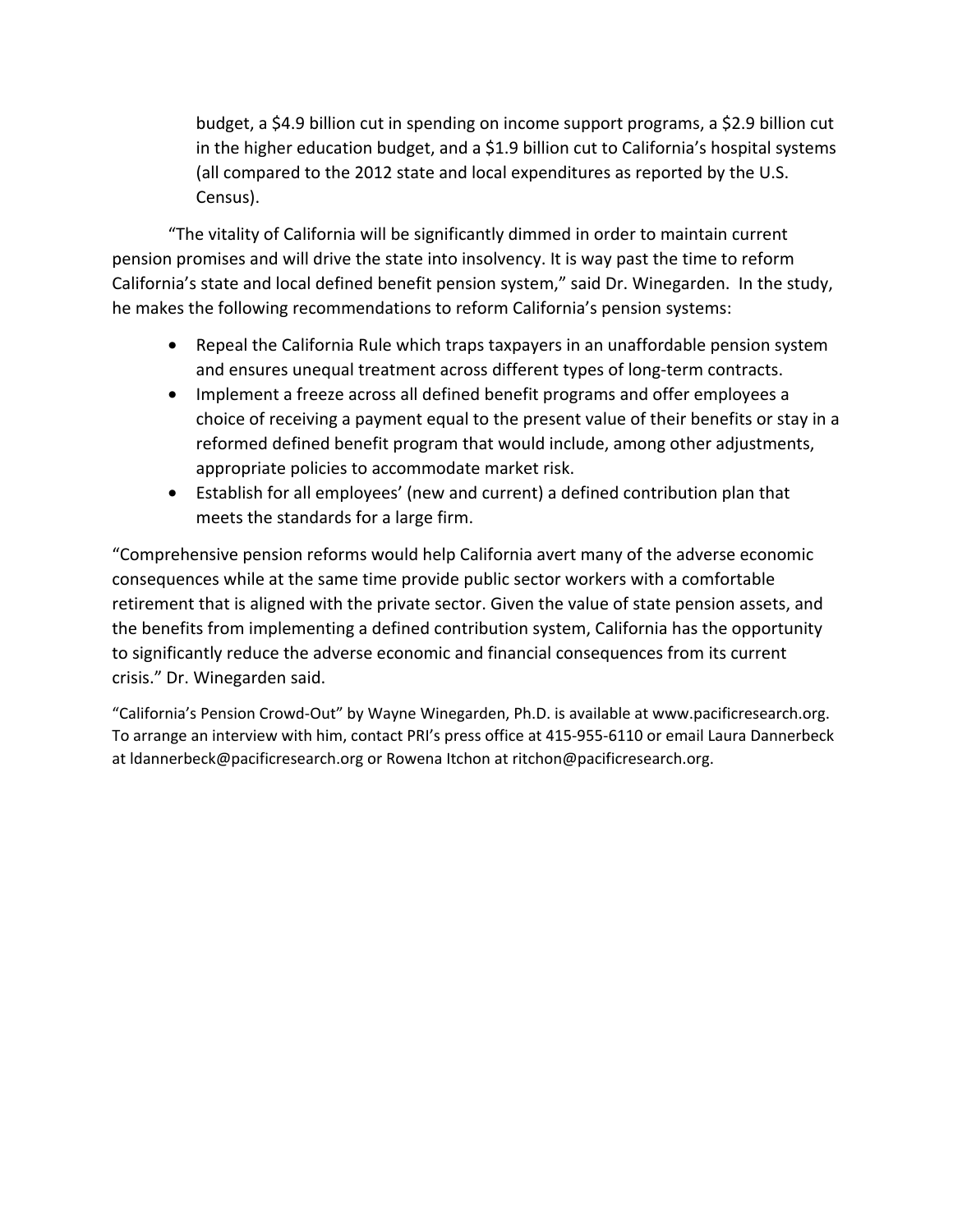budget, a $4.9 billion cut in spending on income support programs, a $2.9 billion cut in the higher education budget, and a $1.9 billion cut to California's hospital systems (all compared to the 2012 state and local expenditures as reported by the U.S. Census).

"The vitality of California will be significantly dimmed in order to maintain current pension promises and will drive the state into insolvency. It is way past the time to reform California's state and local defined benefit pension system," said Dr. Winegarden. In the study, he makes the following recommendations to reform California's pension systems:

- Repeal the California Rule which traps taxpayers in an unaffordable pension system and ensures unequal treatment across different types of long-term contracts.
- Implement a freeze across all defined benefit programs and offer employees a choice of receiving a payment equal to the present value of their benefits or stay in a reformed defined benefit program that would include, among other adjustments, appropriate policies to accommodate market risk.
- Establish for all employees' (new and current) a defined contribution plan that meets the standards for a large firm.

"Comprehensive pension reforms would help California avert many of the adverse economic consequences while at the same time provide public sector workers with a comfortable retirement that is aligned with the private sector. Given the value of state pension assets, and the benefits from implementing a defined contribution system, California has the opportunity to significantly reduce the adverse economic and financial consequences from its current crisis." Dr. Winegarden said.

"California's Pension Crowd-Out" by Wayne Winegarden, Ph.D. is available at www.pacificresearch.org. To arrange an interview with him, contact PRI's press office at 415-955-6110 or email Laura Dannerbeck at ldannerbeck@pacificresearch.org or Rowena Itchon at ritchon@pacificresearch.org.